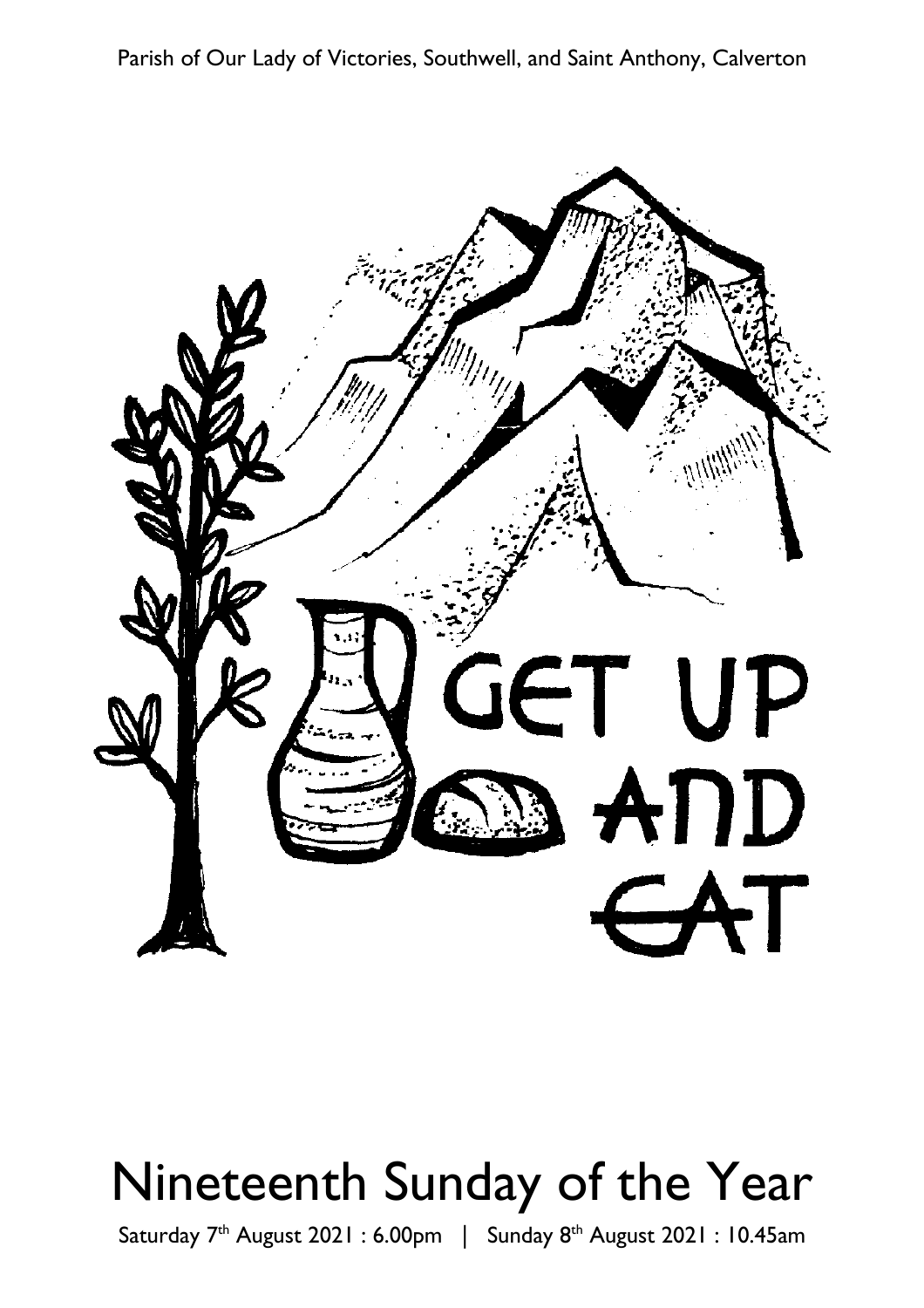Parish of Our Lady of Victories, Southwell, and Saint Anthony, Calverton

GET UP AND EAT

# Nineteenth Sunday of the Year

Saturday 7th August 2021 : 6.00pm | Sunday 8th August 2021 : 10.45am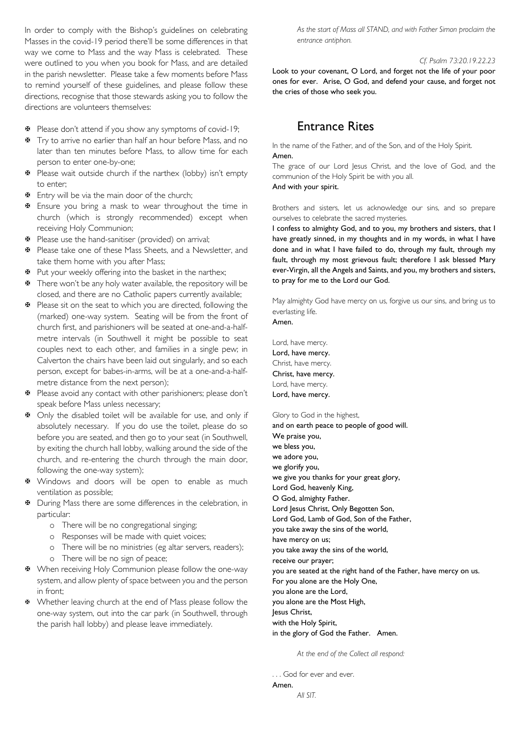In order to comply with the Bishop's guidelines on celebrating Masses in the covid-19 period there'll be some differences in that way we come to Mass and the way Mass is celebrated. These were outlined to you when you book for Mass, and are detailed in the parish newsletter. Please take a few moments before Mass to remind yourself of these guidelines, and please follow these directions, recognise that those stewards asking you to follow the directions are volunteers themselves:

- Please don't attend if you show any symptoms of covid-19;
- Try to arrive no earlier than half an hour before Mass, and no later than ten minutes before Mass, to allow time for each person to enter one-by-one;
- Please wait outside church if the narthex (lobby) isn't empty to enter;
- Entry will be via the main door of the church;
- Ensure you bring a mask to wear throughout the time in church (which is strongly recommended) except when receiving Holy Communion;
- Please use the hand-sanitiser (provided) on arrival;
- Please take one of these Mass Sheets, and a Newsletter, and take them home with you after Mass;
- Put your weekly offering into the basket in the narthex;
- There won't be any holy water available, the repository will be closed, and there are no Catholic papers currently available;
- Please sit on the seat to which you are directed, following the (marked) one-way system. Seating will be from the front of church first, and parishioners will be seated at one-and-a-half-metre intervals (in Southwell it might be possible to seat couples next to each other, and families in a single pew; in Calverton the chairs have been laid out singularly, and so each person, except for babes-in-arms, will be at a one-and-a-half-metre distance from the next person);
- Please avoid any contact with other parishioners; please don't speak before Mass unless necessary;
- Only the disabled toilet will be available for use, and only if absolutely necessary. If you do use the toilet, please do so before you are seated, and then go to your seat (in Southwell, by exiting the church hall lobby, walking around the side of the church, and re-entering the church through the main door, following the one-way system);
- Windows and doors will be open to enable as much ventilation as possible;
- During Mass there are some differences in the celebration, in particular:
  - There will be no congregational singing;
  - Responses will be made with quiet voices;
  - There will be no ministries (eg altar servers, readers);
  - There will be no sign of peace;
- When receiving Holy Communion please follow the one-way system, and allow plenty of space between you and the person in front;
- Whether leaving church at the end of Mass please follow the one-way system, out into the car park (in Southwell, through the parish hall lobby) and please leave immediately.

*As the start of Mass all STAND, and with Father Simon proclaim the entrance antiphon.*

*Cf. Psalm 73:20.19.22.23*

**Look to your covenant, O Lord, and forget not the life of your poor ones for ever. Arise, O God, and defend your cause, and forget not the cries of those who seek you.**

## Entrance Rites

In the name of the Father, and of the Son, and of the Holy Spirit.
**Amen.**
The grace of our Lord Jesus Christ, and the love of God, and the communion of the Holy Spirit be with you all.
**And with your spirit.**

Brothers and sisters, let us acknowledge our sins, and so prepare ourselves to celebrate the sacred mysteries.
**I confess to almighty God, and to you, my brothers and sisters, that I have greatly sinned, in my thoughts and in my words, in what I have done and in what I have failed to do, through my fault, through my fault, through my most grievous fault; therefore I ask blessed Mary ever-Virgin, all the Angels and Saints, and you, my brothers and sisters, to pray for me to the Lord our God.**

May almighty God have mercy on us, forgive us our sins, and bring us to everlasting life.
**Amen.**

Lord, have mercy.
**Lord, have mercy.**
Christ, have mercy.
**Christ, have mercy.**
Lord, have mercy.
**Lord, have mercy.**

Glory to God in the highest,
**and on earth peace to people of good will.
We praise you,
we bless you,
we adore you,
we glorify you,
we give you thanks for your great glory,
Lord God, heavenly King,
O God, almighty Father.
Lord Jesus Christ, Only Begotten Son,
Lord God, Lamb of God, Son of the Father,
you take away the sins of the world,
have mercy on us;
you take away the sins of the world,
receive our prayer;
you are seated at the right hand of the Father, have mercy on us.
For you alone are the Holy One,
you alone are the Lord,
you alone are the Most High,
Jesus Christ,
with the Holy Spirit,
in the glory of God the Father. Amen.**

*At the end of the Collect all respond:*

. . . God for ever and ever.
**Amen.**
*All SIT.*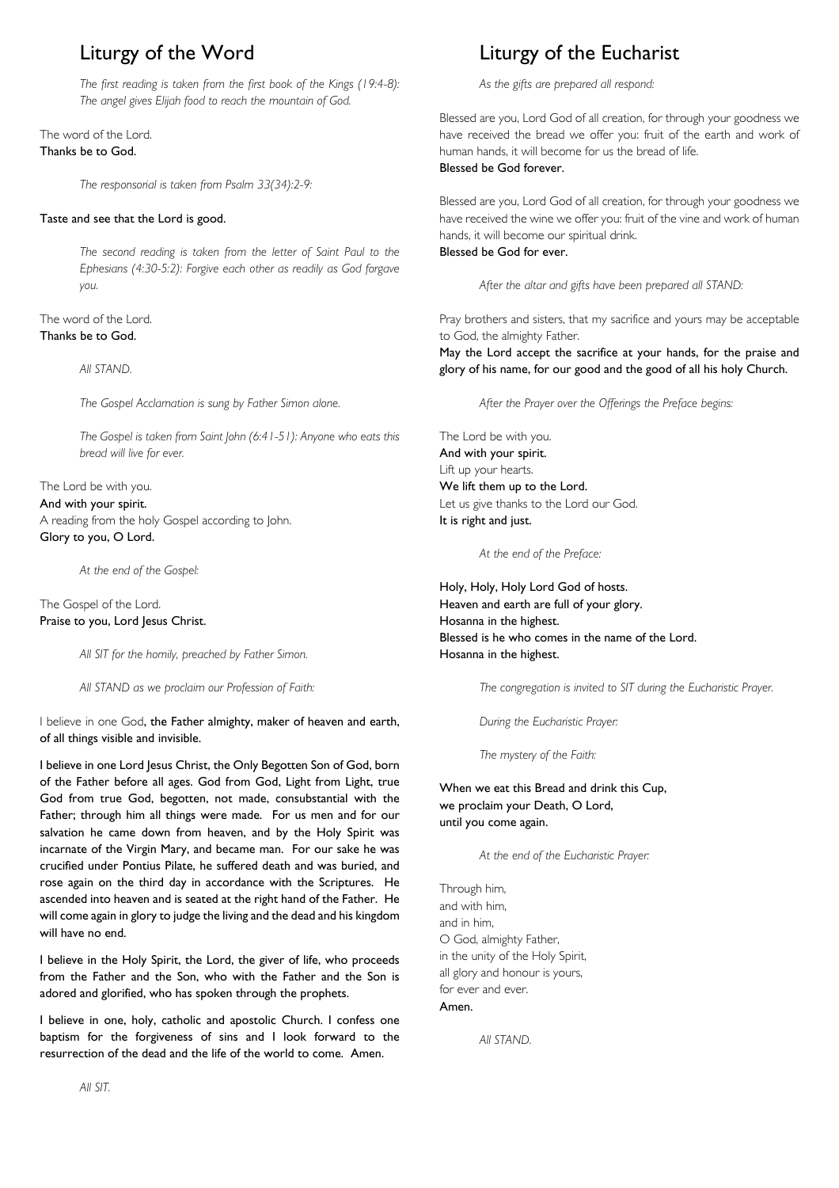# Liturgy of the Word

*The first reading is taken from the first book of the Kings (19:4-8): The angel gives Elijah food to reach the mountain of God.*

The word of the Lord.
**Thanks be to God.**

*The responsorial is taken from Psalm 33(34):2-9:*

**Taste and see that the Lord is good.**

*The second reading is taken from the letter of Saint Paul to the Ephesians (4:30-5:2): Forgive each other as readily as God forgave you.*

The word of the Lord.
**Thanks be to God.**

*All STAND.*

*The Gospel Acclamation is sung by Father Simon alone.*

*The Gospel is taken from Saint John (6:41-51): Anyone who eats this bread will live for ever.*

The Lord be with you.
**And with your spirit.**
A reading from the holy Gospel according to John.
**Glory to you, O Lord.**

*At the end of the Gospel:*

The Gospel of the Lord.
**Praise to you, Lord Jesus Christ.**

*All SIT for the homily, preached by Father Simon.*

*All STAND as we proclaim our Profession of Faith:*

I believe in one God, **the Father almighty, maker of heaven and earth, of all things visible and invisible.**

**I believe in one Lord Jesus Christ, the Only Begotten Son of God, born of the Father before all ages. God from God, Light from Light, true God from true God, begotten, not made, consubstantial with the Father; through him all things were made. For us men and for our salvation he came down from heaven, and by the Holy Spirit was incarnate of the Virgin Mary, and became man. For our sake he was crucified under Pontius Pilate, he suffered death and was buried, and rose again on the third day in accordance with the Scriptures. He ascended into heaven and is seated at the right hand of the Father. He will come again in glory to judge the living and the dead and his kingdom will have no end.**

**I believe in the Holy Spirit, the Lord, the giver of life, who proceeds from the Father and the Son, who with the Father and the Son is adored and glorified, who has spoken through the prophets.**

**I believe in one, holy, catholic and apostolic Church. I confess one baptism for the forgiveness of sins and I look forward to the resurrection of the dead and the life of the world to come. Amen.**

*All SIT.*

# Liturgy of the Eucharist

*As the gifts are prepared all respond:*

Blessed are you, Lord God of all creation, for through your goodness we have received the bread we offer you: fruit of the earth and work of human hands, it will become for us the bread of life.
**Blessed be God forever.**

Blessed are you, Lord God of all creation, for through your goodness we have received the wine we offer you: fruit of the vine and work of human hands, it will become our spiritual drink.
**Blessed be God for ever.**

*After the altar and gifts have been prepared all STAND:*

Pray brothers and sisters, that my sacrifice and yours may be acceptable to God, the almighty Father.
**May the Lord accept the sacrifice at your hands, for the praise and glory of his name, for our good and the good of all his holy Church.**

*After the Prayer over the Offerings the Preface begins:*

The Lord be with you.
**And with your spirit.**
Lift up your hearts.
**We lift them up to the Lord.**
Let us give thanks to the Lord our God.
**It is right and just.**

*At the end of the Preface:*

**Holy, Holy, Holy Lord God of hosts.**
**Heaven and earth are full of your glory.**
**Hosanna in the highest.**
**Blessed is he who comes in the name of the Lord.**
**Hosanna in the highest.**

*The congregation is invited to SIT during the Eucharistic Prayer.*

*During the Eucharistic Prayer:*

*The mystery of the Faith:*

**When we eat this Bread and drink this Cup,**
**we proclaim your Death, O Lord,**
**until you come again.**

*At the end of the Eucharistic Prayer:*

Through him,
and with him,
and in him,
O God, almighty Father,
in the unity of the Holy Spirit,
all glory and honour is yours,
for ever and ever.
**Amen.**

*All STAND.*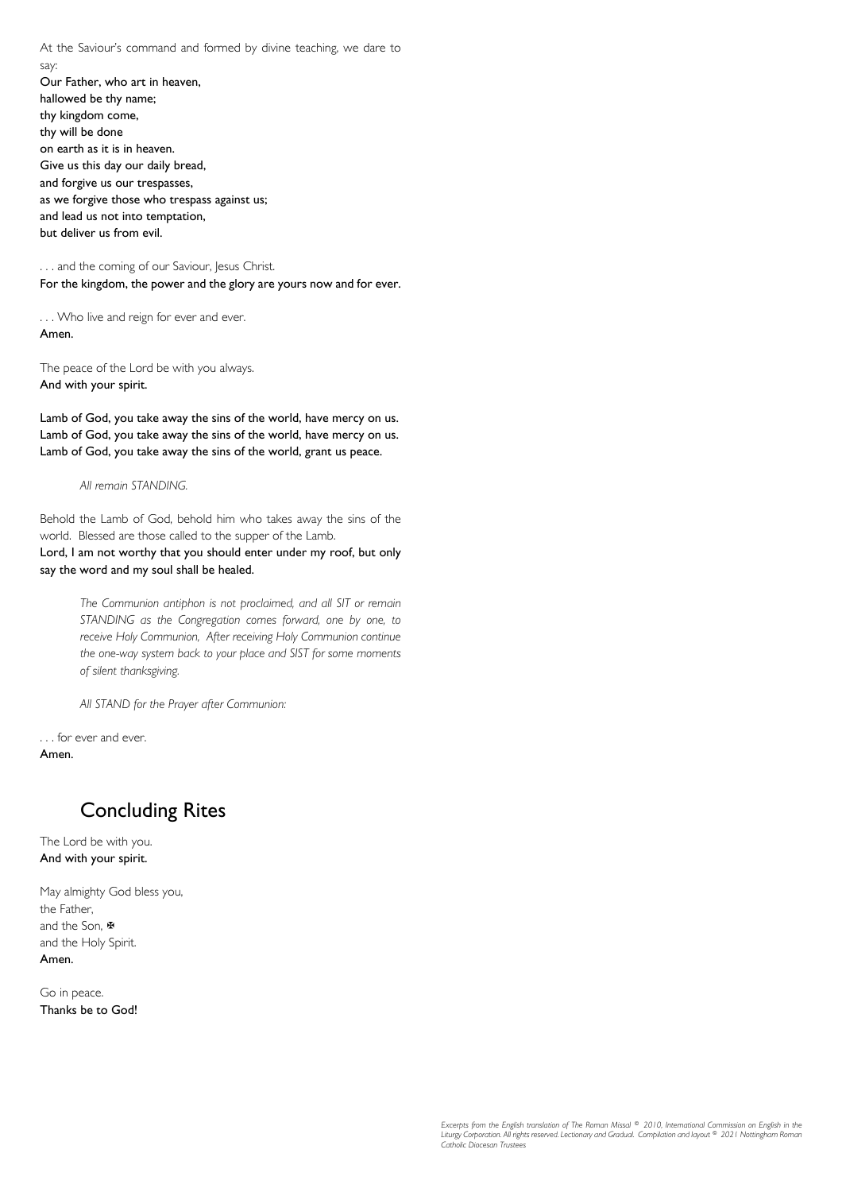At the Saviour's command and formed by divine teaching, we dare to say:

**Our Father, who art in heaven,**
**hallowed be thy name;**
**thy kingdom come,**
**thy will be done**
**on earth as it is in heaven.**
**Give us this day our daily bread,**
**and forgive us our trespasses,**
**as we forgive those who trespass against us;**
**and lead us not into temptation,**
**but deliver us from evil.**

. . . and the coming of our Saviour, Jesus Christ.
**For the kingdom, the power and the glory are yours now and for ever.**

. . . Who live and reign for ever and ever.
**Amen.**

The peace of the Lord be with you always.
**And with your spirit.**

**Lamb of God, you take away the sins of the world, have mercy on us.**
**Lamb of God, you take away the sins of the world, have mercy on us.**
**Lamb of God, you take away the sins of the world, grant us peace.**

*All remain STANDING.*

Behold the Lamb of God, behold him who takes away the sins of the world. Blessed are those called to the supper of the Lamb.
**Lord, I am not worthy that you should enter under my roof, but only say the word and my soul shall be healed.**

*The Communion antiphon is not proclaimed, and all SIT or remain STANDING as the Congregation comes forward, one by one, to receive Holy Communion, After receiving Holy Communion continue the one-way system back to your place and SIST for some moments of silent thanksgiving.*

*All STAND for the Prayer after Communion:*

. . . for ever and ever.
**Amen.**

## Concluding Rites

The Lord be with you.
**And with your spirit.**

May almighty God bless you,
the Father,
and the Son, ✠
and the Holy Spirit.
**Amen.**

Go in peace.
**Thanks be to God!**

*Excerpts from the English translation of The Roman Missal © 2010, International Commission on English in the Liturgy Corporation. All rights reserved. Lectionary and Gradual. Compilation and layout © 2021 Nottingham Roman Catholic Diocesan Trustees*